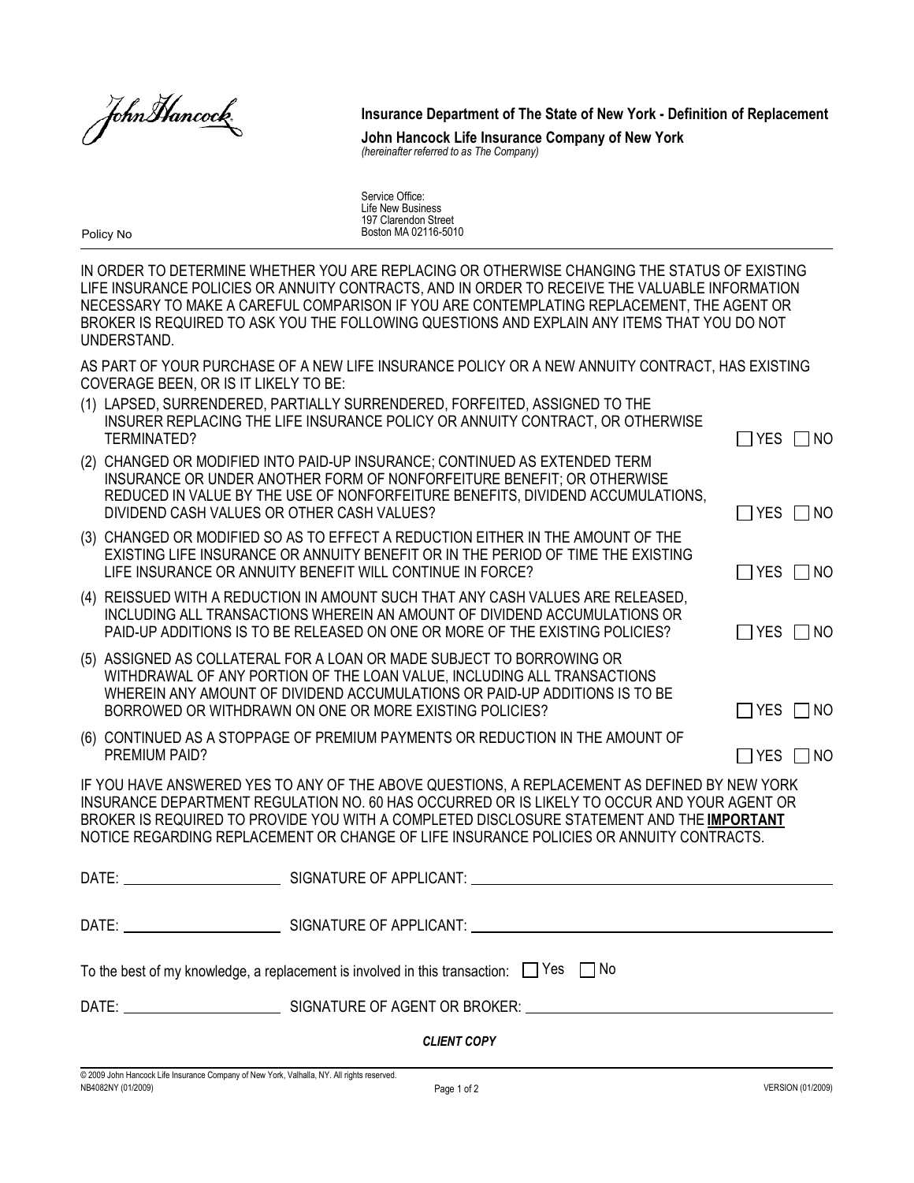John Hancock

**Insurance Department of The State of New York - Definition of Replacement**

**John Hancock Life Insurance Company of New York**
*(hereinafter referred to as The Company)*

Service Office:
Life New Business
197 Clarendon Street
Boston MA 02116-5010

Policy No

IN ORDER TO DETERMINE WHETHER YOU ARE REPLACING OR OTHERWISE CHANGING THE STATUS OF EXISTING LIFE INSURANCE POLICIES OR ANNUITY CONTRACTS, AND IN ORDER TO RECEIVE THE VALUABLE INFORMATION NECESSARY TO MAKE A CAREFUL COMPARISON IF YOU ARE CONTEMPLATING REPLACEMENT, THE AGENT OR BROKER IS REQUIRED TO ASK YOU THE FOLLOWING QUESTIONS AND EXPLAIN ANY ITEMS THAT YOU DO NOT UNDERSTAND.

AS PART OF YOUR PURCHASE OF A NEW LIFE INSURANCE POLICY OR A NEW ANNUITY CONTRACT, HAS EXISTING COVERAGE BEEN, OR IS IT LIKELY TO BE:

(1) LAPSED, SURRENDERED, PARTIALLY SURRENDERED, FORFEITED, ASSIGNED TO THE INSURER REPLACING THE LIFE INSURANCE POLICY OR ANNUITY CONTRACT, OR OTHERWISE TERMINATED? ☐ YES ☐ NO

(2) CHANGED OR MODIFIED INTO PAID-UP INSURANCE; CONTINUED AS EXTENDED TERM INSURANCE OR UNDER ANOTHER FORM OF NONFORFEITURE BENEFIT; OR OTHERWISE REDUCED IN VALUE BY THE USE OF NONFORFEITURE BENEFITS, DIVIDEND ACCUMULATIONS, DIVIDEND CASH VALUES OR OTHER CASH VALUES? ☐ YES ☐ NO

(3) CHANGED OR MODIFIED SO AS TO EFFECT A REDUCTION EITHER IN THE AMOUNT OF THE EXISTING LIFE INSURANCE OR ANNUITY BENEFIT OR IN THE PERIOD OF TIME THE EXISTING LIFE INSURANCE OR ANNUITY BENEFIT WILL CONTINUE IN FORCE? ☐ YES ☐ NO

(4) REISSUED WITH A REDUCTION IN AMOUNT SUCH THAT ANY CASH VALUES ARE RELEASED, INCLUDING ALL TRANSACTIONS WHEREIN AN AMOUNT OF DIVIDEND ACCUMULATIONS OR PAID-UP ADDITIONS IS TO BE RELEASED ON ONE OR MORE OF THE EXISTING POLICIES? ☐ YES ☐ NO

(5) ASSIGNED AS COLLATERAL FOR A LOAN OR MADE SUBJECT TO BORROWING OR WITHDRAWAL OF ANY PORTION OF THE LOAN VALUE, INCLUDING ALL TRANSACTIONS WHEREIN ANY AMOUNT OF DIVIDEND ACCUMULATIONS OR PAID-UP ADDITIONS IS TO BE BORROWED OR WITHDRAWN ON ONE OR MORE EXISTING POLICIES? ☐ YES ☐ NO

(6) CONTINUED AS A STOPPAGE OF PREMIUM PAYMENTS OR REDUCTION IN THE AMOUNT OF PREMIUM PAID? ☐ YES ☐ NO

IF YOU HAVE ANSWERED YES TO ANY OF THE ABOVE QUESTIONS, A REPLACEMENT AS DEFINED BY NEW YORK INSURANCE DEPARTMENT REGULATION NO. 60 HAS OCCURRED OR IS LIKELY TO OCCUR AND YOUR AGENT OR BROKER IS REQUIRED TO PROVIDE YOU WITH A COMPLETED DISCLOSURE STATEMENT AND THE **IMPORTANT** NOTICE REGARDING REPLACEMENT OR CHANGE OF LIFE INSURANCE POLICIES OR ANNUITY CONTRACTS.

DATE: ____________________ SIGNATURE OF APPLICANT: ________________________________________

DATE: ____________________ SIGNATURE OF APPLICANT: ________________________________________

To the best of my knowledge, a replacement is involved in this transaction: ☐ Yes ☐ No

DATE: ____________________ SIGNATURE OF AGENT OR BROKER: ________________________________________

***CLIENT COPY***

© 2009 John Hancock Life Insurance Company of New York, Valhalla, NY. All rights reserved.
NB4082NY (01/2009) VERSION (01/2009)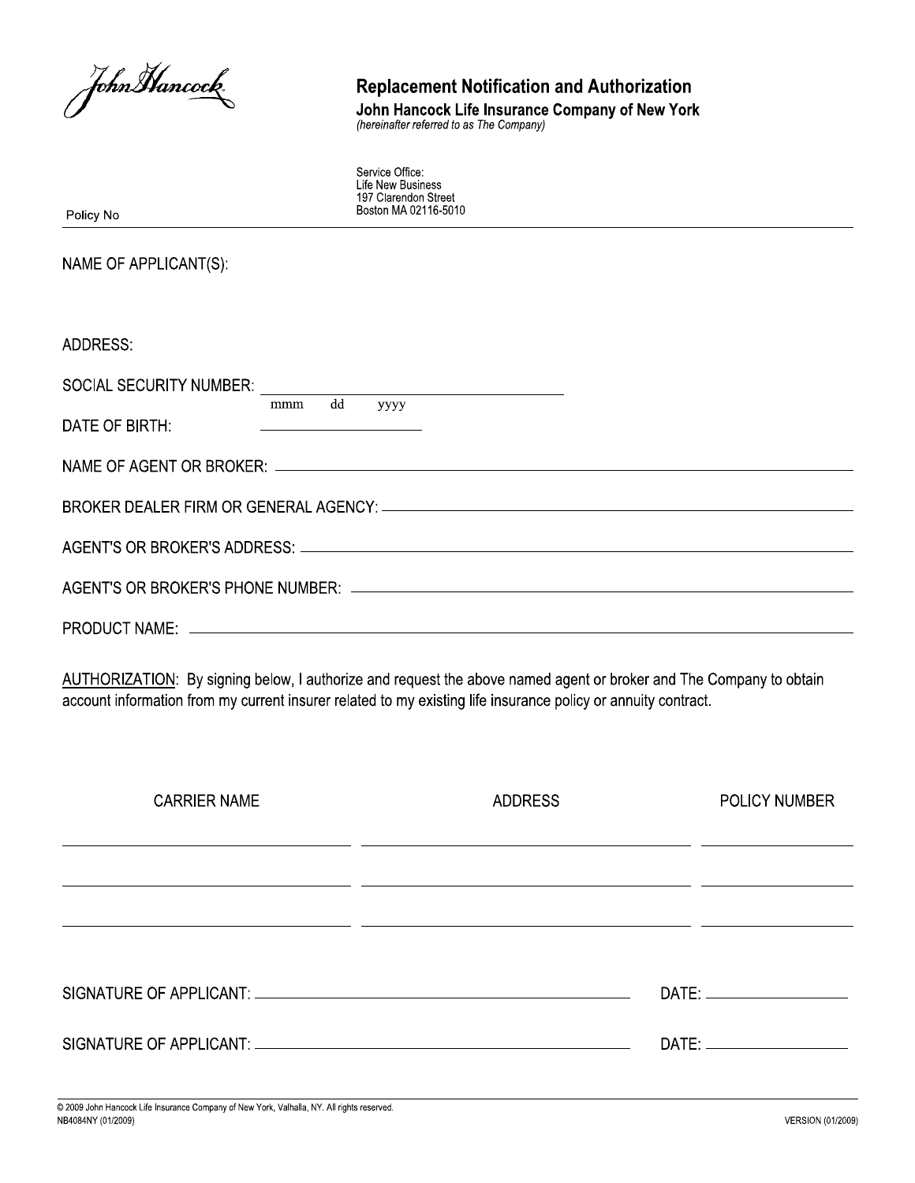John Hancock

# Replacement Notification and Authorization

**John Hancock Life Insurance Company of New York**
*(hereinafter referred to as The Company)*

Policy No

Service Office:
Life New Business
197 Clarendon Street
Boston MA 02116-5010

NAME OF APPLICANT(S):

ADDRESS:

SOCIAL SECURITY NUMBER: \_\_\_\_\_\_\_\_\_\_\_\_\_\_\_\_\_\_\_\_

DATE OF BIRTH: mmm dd yyyy \_\_\_\_\_\_\_\_\_\_\_\_\_\_\_\_\_\_\_\_

NAME OF AGENT OR BROKER: \_\_\_\_\_\_\_\_\_\_\_\_\_\_\_\_\_\_\_\_

BROKER DEALER FIRM OR GENERAL AGENCY: \_\_\_\_\_\_\_\_\_\_\_\_\_\_\_\_\_\_\_\_

AGENT'S OR BROKER'S ADDRESS: \_\_\_\_\_\_\_\_\_\_\_\_\_\_\_\_\_\_\_\_

AGENT'S OR BROKER'S PHONE NUMBER: \_\_\_\_\_\_\_\_\_\_\_\_\_\_\_\_\_\_\_\_

PRODUCT NAME: \_\_\_\_\_\_\_\_\_\_\_\_\_\_\_\_\_\_\_\_

AUTHORIZATION: By signing below, I authorize and request the above named agent or broker and The Company to obtain account information from my current insurer related to my existing life insurance policy or annuity contract.

| CARRIER NAME | ADDRESS | POLICY NUMBER |
| --- | --- | --- |
| | | |
| | | |
| | | |

SIGNATURE OF APPLICANT: \_\_\_\_\_\_\_\_\_\_\_\_\_\_\_\_\_\_\_\_ DATE: \_\_\_\_\_\_\_\_\_\_

SIGNATURE OF APPLICANT: \_\_\_\_\_\_\_\_\_\_\_\_\_\_\_\_\_\_\_\_ DATE: \_\_\_\_\_\_\_\_\_\_

© 2009 John Hancock Life Insurance Company of New York, Valhalla, NY. All rights reserved.
NB4084NY (01/2009) VERSION (01/2009)